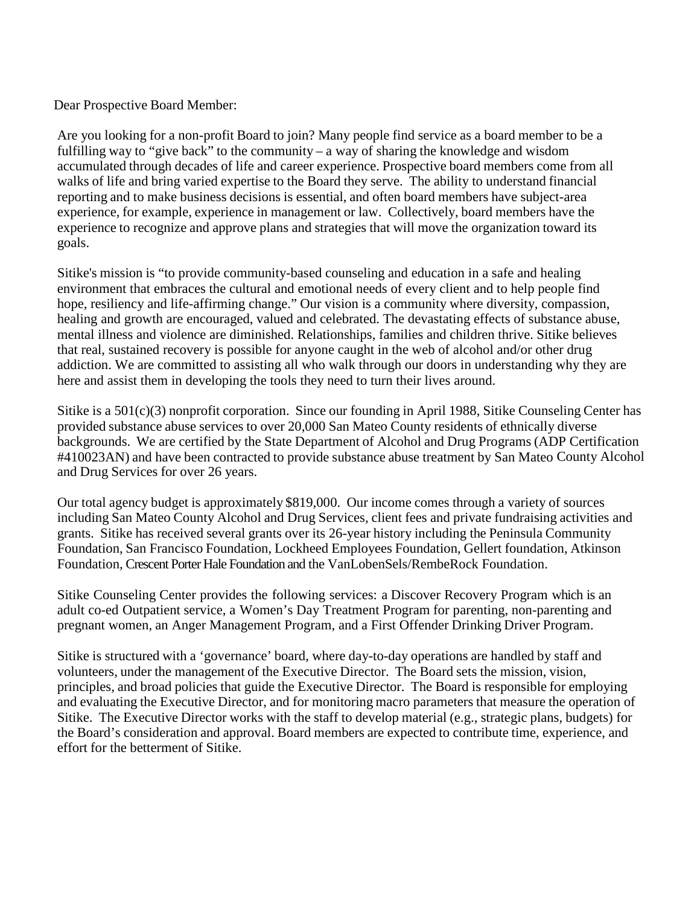Dear Prospective Board Member:

Are you looking for a non-profit Board to join? Many people find service as a board member to be a fulfilling way to "give back" to the community – a way of sharing the knowledge and wisdom accumulated through decades of life and career experience. Prospective board members come from all walks of life and bring varied expertise to the Board they serve. The ability to understand financial reporting and to make business decisions is essential, and often board members have subject-area experience, for example, experience in management or law. Collectively, board members have the experience to recognize and approve plans and strategies that will move the organization toward its goals.

Sitike's mission is "to provide community-based counseling and education in a safe and healing environment that embraces the cultural and emotional needs of every client and to help people find hope, resiliency and life-affirming change." Our vision is a community where diversity, compassion, healing and growth are encouraged, valued and celebrated. The devastating effects of substance abuse, mental illness and violence are diminished. Relationships, families and children thrive. Sitike believes that real, sustained recovery is possible for anyone caught in the web of alcohol and/or other drug addiction. We are committed to assisting all who walk through our doors in understanding why they are here and assist them in developing the tools they need to turn their lives around.

Sitike is a 501(c)(3) nonprofit corporation. Since our founding in April 1988, Sitike Counseling Center has provided substance abuse services to over 20,000 San Mateo County residents of ethnically diverse backgrounds. We are certified by the State Department of Alcohol and Drug Programs (ADP Certification #410023AN) and have been contracted to provide substance abuse treatment by San Mateo County Alcohol and Drug Services for over 26 years.

Our total agency budget is approximately $819,000. Our income comes through a variety of sources including San Mateo County Alcohol and Drug Services, client fees and private fundraising activities and grants. Sitike has received several grants over its 26-year history including the Peninsula Community Foundation, San Francisco Foundation, Lockheed Employees Foundation, Gellert foundation, Atkinson Foundation, Crescent Porter Hale Foundation and the VanLobenSels/RembeRock Foundation.

Sitike Counseling Center provides the following services: a Discover Recovery Program which is an adult co-ed Outpatient service, a Women's Day Treatment Program for parenting, non-parenting and pregnant women, an Anger Management Program, and a First Offender Drinking Driver Program.

Sitike is structured with a 'governance' board, where day-to-day operations are handled by staff and volunteers, under the management of the Executive Director. The Board sets the mission, vision, principles, and broad policies that guide the Executive Director. The Board is responsible for employing and evaluating the Executive Director, and for monitoring macro parameters that measure the operation of Sitike. The Executive Director works with the staff to develop material (e.g., strategic plans, budgets) for the Board's consideration and approval. Board members are expected to contribute time, experience, and effort for the betterment of Sitike.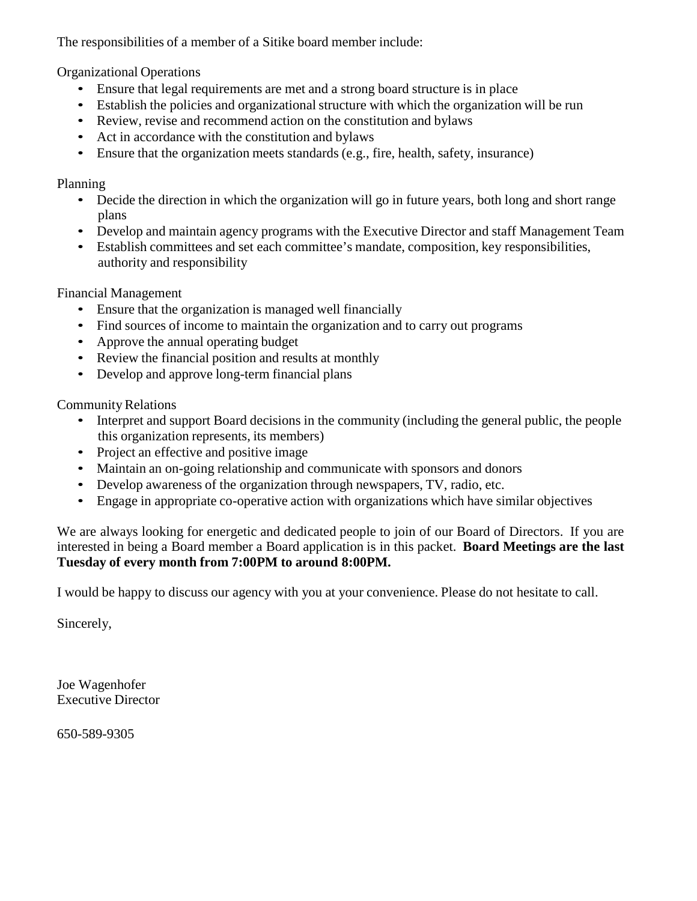The responsibilities of a member of a Sitike board member include:

Organizational Operations

- Ensure that legal requirements are met and a strong board structure is in place
- Establish the policies and organizational structure with which the organization will be run
- Review, revise and recommend action on the constitution and bylaws
- Act in accordance with the constitution and bylaws
- Ensure that the organization meets standards (e.g., fire, health, safety, insurance)

Planning

- Decide the direction in which the organization will go in future years, both long and short range plans
- Develop and maintain agency programs with the Executive Director and staff Management Team
- Establish committees and set each committee's mandate, composition, key responsibilities, authority and responsibility

Financial Management

- Ensure that the organization is managed well financially
- Find sources of income to maintain the organization and to carry out programs
- Approve the annual operating budget
- Review the financial position and results at monthly
- Develop and approve long-term financial plans

Community Relations

- Interpret and support Board decisions in the community (including the general public, the people this organization represents, its members)
- Project an effective and positive image
- Maintain an on-going relationship and communicate with sponsors and donors
- Develop awareness of the organization through newspapers, TV, radio, etc.
- Engage in appropriate co-operative action with organizations which have similar objectives

We are always looking for energetic and dedicated people to join of our Board of Directors. If you are interested in being a Board member a Board application is in this packet. **Board Meetings are the last Tuesday of every month from 7:00PM to around 8:00PM.**

I would be happy to discuss our agency with you at your convenience. Please do not hesitate to call.

Sincerely,

Joe Wagenhofer
Executive Director

650-589-9305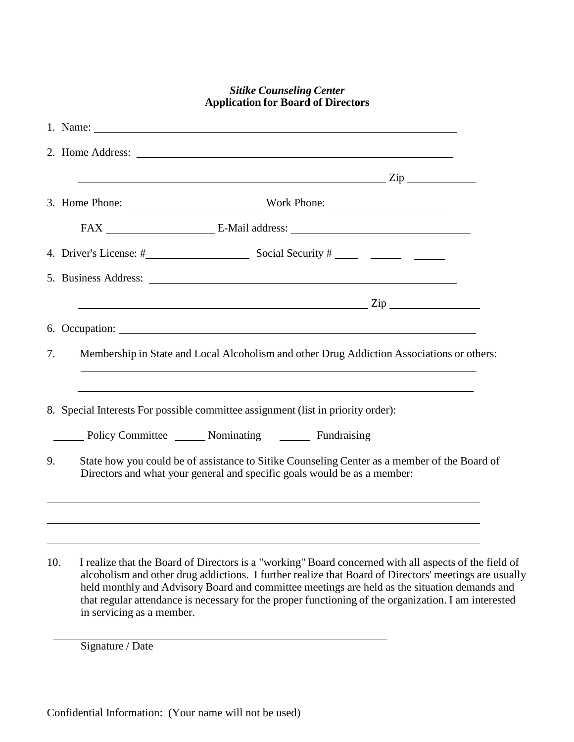***Sitike Counseling Center***
**Application for Board of Directors**

1. Name: ______________________________________________________________

2. Home Address: ______________________________________________________

   ______________________________________________________ Zip ___________

3. Home Phone: ______________________ Work Phone: __________________

   FAX __________________ E-Mail address: ____________________________

4. Driver's License: #__________________ Social Security # ____ _____ _____

5. Business Address: ___________________________________________________

   ____________________________________________________ Zip ______________

6. Occupation: _________________________________________________________

7. Membership in State and Local Alcoholism and other Drug Addiction Associations or others:

   ______________________________________________________________________

   ______________________________________________________________________

8. Special Interests For possible committee assignment (list in priority order):

   _____ Policy Committee _____ Nominating _____ Fundraising

9. State how you could be of assistance to Sitike Counseling Center as a member of the Board of Directors and what your general and specific goals would be as a member:

   ______________________________________________________________________

   ______________________________________________________________________

   ______________________________________________________________________

10. I realize that the Board of Directors is a "working" Board concerned with all aspects of the field of alcoholism and other drug addictions. I further realize that Board of Directors' meetings are usually held monthly and Advisory Board and committee meetings are held as the situation demands and that regular attendance is necessary for the proper functioning of the organization. I am interested in servicing as a member.

______________________________________________________

Signature / Date

Confidential Information: (Your name will not be used)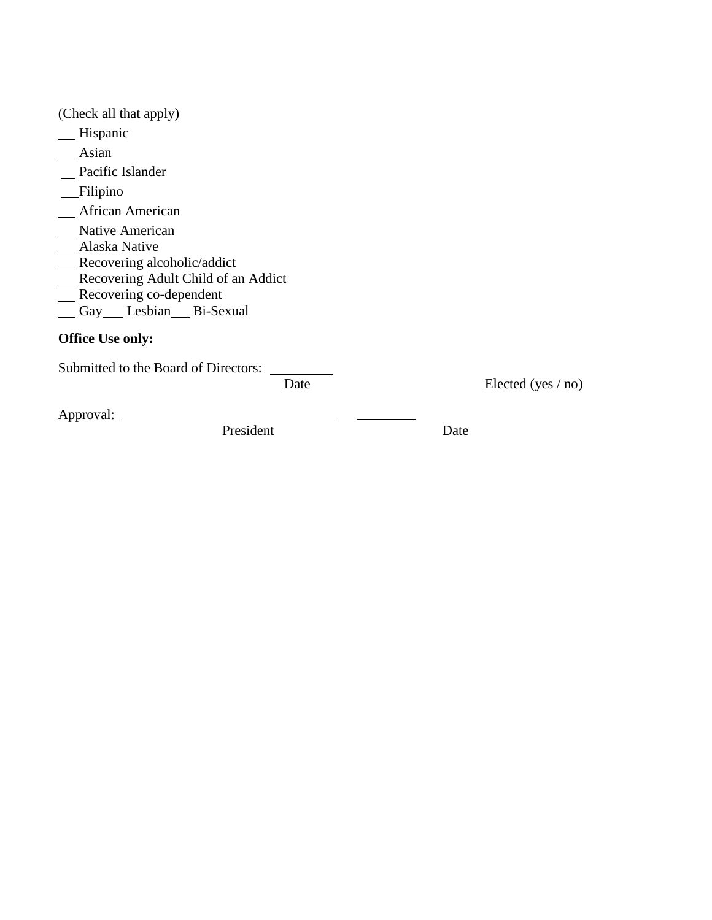(Check all that apply)

___ Hispanic

___ Asian

___ Pacific Islander

___ Filipino

___ African American

___ Native American

___ Alaska Native

___ Recovering alcoholic/addict

___ Recovering Adult Child of an Addict

___ Recovering co-dependent

___ Gay ___ Lesbian ___ Bi-Sexual

**Office Use only:**

Submitted to the Board of Directors: __________
Date                                Elected (yes / no)

Approval: ________________________________ __________
President                Date